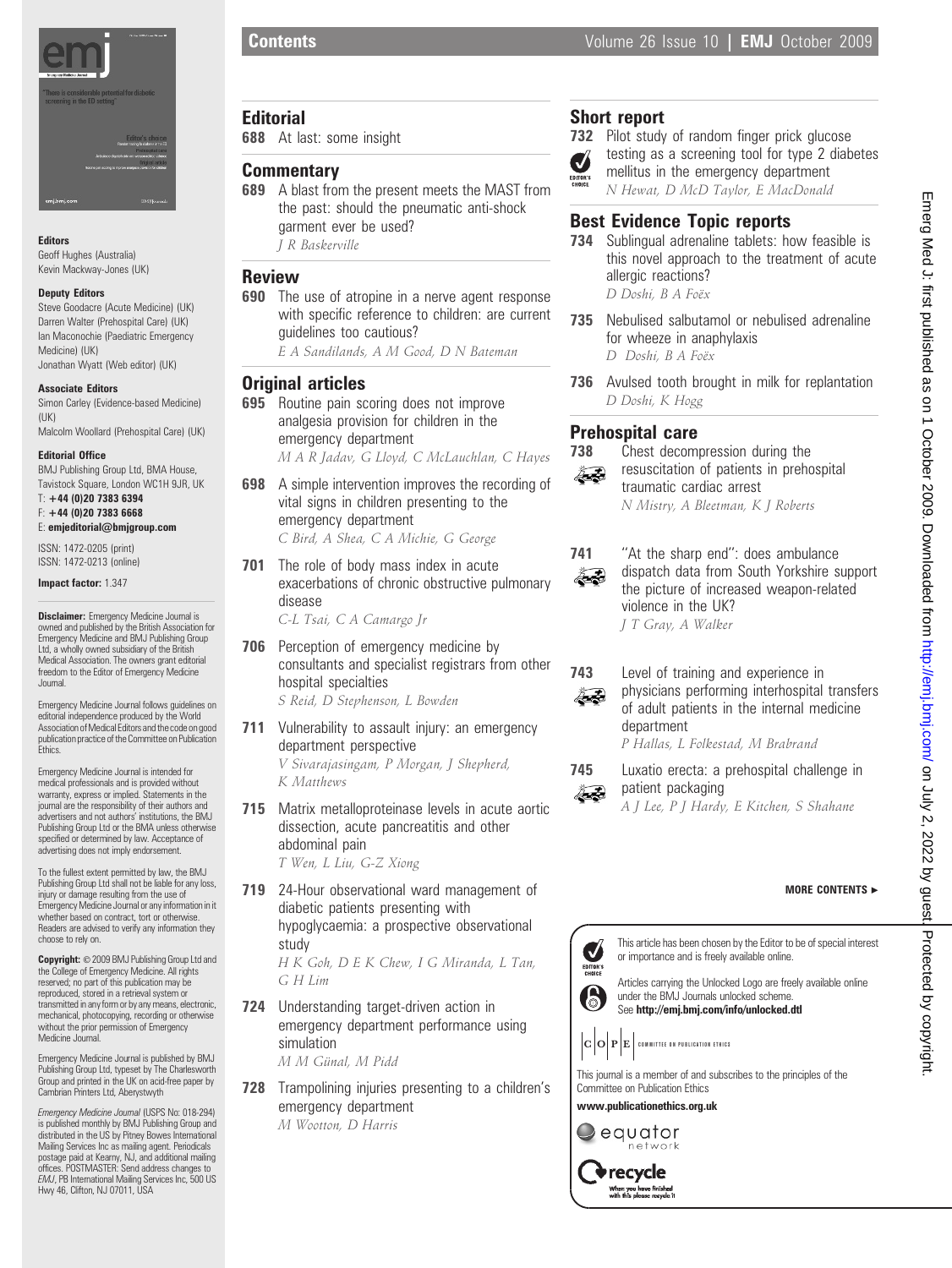# Contents

## Editorial

688 At last: some insight

## Commentary

689 A blast from the present meets the MAST from the past: should the pneumatic anti-shock garment ever be used?
*J R Baskerville*

## Review

690 The use of atropine in a nerve agent response with specific reference to children: are current guidelines too cautious?
*E A Sandilands, A M Good, D N Bateman*

## Original articles

695 Routine pain scoring does not improve analgesia provision for children in the emergency department
*M A R Jadav, G Lloyd, C McLauchlan, C Hayes*

698 A simple intervention improves the recording of vital signs in children presenting to the emergency department
*C Bird, A Shea, C A Michie, G George*

701 The role of body mass index in acute exacerbations of chronic obstructive pulmonary disease
*C-L Tsai, C A Camargo Jr*

706 Perception of emergency medicine by consultants and specialist registrars from other hospital specialties
*S Reid, D Stephenson, L Bowden*

711 Vulnerability to assault injury: an emergency department perspective
*V Sivarajasingam, P Morgan, J Shepherd, K Matthews*

715 Matrix metalloproteinase levels in acute aortic dissection, acute pancreatitis and other abdominal pain
*T Wen, L Liu, G-Z Xiong*

719 24-Hour observational ward management of diabetic patients presenting with hypoglycaemia: a prospective observational study
*H K Goh, D E K Chew, I G Miranda, L Tan, G H Lim*

724 Understanding target-driven action in emergency department performance using simulation
*M M Günal, M Pidd*

728 Trampolining injuries presenting to a children's emergency department
*M Wootton, D Harris*

## Short report

732 Pilot study of random finger prick glucose testing as a screening tool for type 2 diabetes mellitus in the emergency department (Editor's choice)
*N Hewat, D McD Taylor, E MacDonald*

## Best Evidence Topic reports

734 Sublingual adrenaline tablets: how feasible is this novel approach to the treatment of acute allergic reactions?
*D Doshi, B A Foëx*

735 Nebulised salbutamol or nebulised adrenaline for wheeze in anaphylaxis
*D Doshi, B A Foëx*

736 Avulsed tooth brought in milk for replantation
*D Doshi, K Hogg*

## Prehospital care

738 Chest decompression during the resuscitation of patients in prehospital traumatic cardiac arrest
*N Mistry, A Bleetman, K J Roberts*

741 "At the sharp end": does ambulance dispatch data from South Yorkshire support the picture of increased weapon-related violence in the UK?
*J T Gray, A Walker*

743 Level of training and experience in physicians performing interhospital transfers of adult patients in the internal medicine department
*P Hallas, L Folkestad, M Brabrand*

745 Luxatio erecta: a prehospital challenge in patient packaging
*A J Lee, P J Hardy, E Kitchen, S Shahane*

**MORE CONTENTS ►**

Editor's choice: This article has been chosen by the Editor to be of special interest or importance and is freely available online.

Articles carrying the Unlocked Logo are freely available online under the BMJ Journals unlocked scheme. See **http://emj.bmj.com/info/unlocked.dtl**

COPE — Committee on Publication Ethics

This journal is a member of and subscribes to the principles of the Committee on Publication Ethics

**www.publicationethics.org.uk**

equator network

recycle — When you have finished with this please recycle it

---

**Editors**
Geoff Hughes (Australia)
Kevin Mackway-Jones (UK)

**Deputy Editors**
Steve Goodacre (Acute Medicine) (UK)
Darren Walter (Prehospital Care) (UK)
Ian Maconochie (Paediatric Emergency Medicine) (UK)
Jonathan Wyatt (Web editor) (UK)

**Associate Editors**
Simon Carley (Evidence-based Medicine) (UK)
Malcolm Woollard (Prehospital Care) (UK)

**Editorial Office**
BMJ Publishing Group Ltd, BMA House, Tavistock Square, London WC1H 9JR, UK
T: **+44 (0)20 7383 6394**
F: **+44 (0)20 7383 6668**
E: **emjeditorial@bmjgroup.com**

ISSN: 1472-0205 (print)
ISSN: 1472-0213 (online)

**Impact factor:** 1.347

**Disclaimer:** Emergency Medicine Journal is owned and published by the British Association for Emergency Medicine and BMJ Publishing Group Ltd, a wholly owned subsidiary of the British Medical Association. The owners grant editorial freedom to the Editor of Emergency Medicine Journal.

Emergency Medicine Journal follows guidelines on editorial independence produced by the World Association of Medical Editors and the code on good publication practice of the Committee on Publication Ethics.

Emergency Medicine Journal is intended for medical professionals and is provided without warranty, express or implied. Statements in the journal are the responsibility of their authors and advertisers and not authors' institutions, the BMJ Publishing Group Ltd or the BMA unless otherwise specified or determined by law. Acceptance of advertising does not imply endorsement.

To the fullest extent permitted by law, the BMJ Publishing Group Ltd shall not be liable for any loss, injury or damage resulting from the use of Emergency Medicine Journal or any information in it whether based on contract, tort or otherwise. Readers are advised to verify any information they choose to rely on.

**Copyright:** © 2009 BMJ Publishing Group Ltd and the College of Emergency Medicine. All rights reserved; no part of this publication may be reproduced, stored in a retrieval system or transmitted in any form or by any means, electronic, mechanical, photocopying, recording or otherwise without the prior permission of Emergency Medicine Journal.

Emergency Medicine Journal is published by BMJ Publishing Group Ltd, typeset by The Charlesworth Group and printed in the UK on acid-free paper by Cambrian Printers Ltd, Aberystwyth

*Emergency Medicine Journal* (USPS No: 018-294) is published monthly by BMJ Publishing Group and distributed in the US by Pitney Bowes International Mailing Services Inc as mailing agent. Periodicals postage paid at Kearny, NJ, and additional mailing offices. POSTMASTER: Send address changes to *EMJ*, PB International Mailing Services Inc, 500 US Hwy 46, Clifton, NJ 07011, USA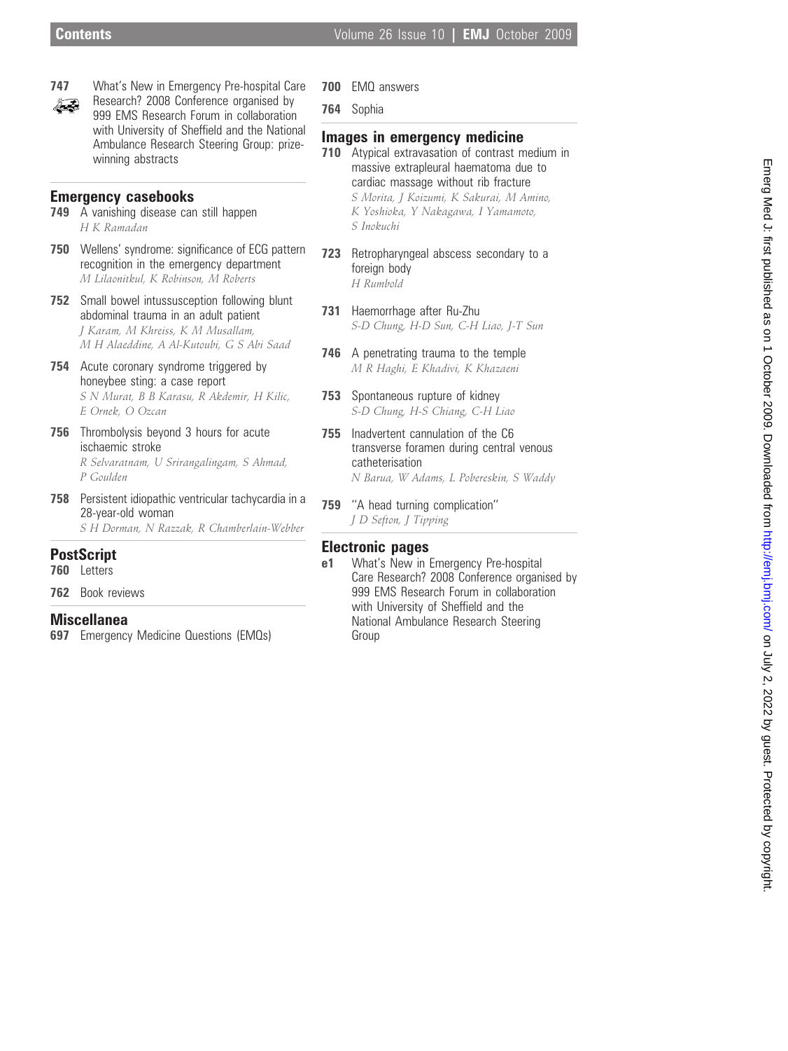**747** What's New in Emergency Pre-hospital Care Research? 2008 Conference organised by 999 EMS Research Forum in collaboration with University of Sheffield and the National Ambulance Research Steering Group: prize-winning abstracts

## Emergency casebooks

**749** A vanishing disease can still happen
*H K Ramadan*

**750** Wellens' syndrome: significance of ECG pattern recognition in the emergency department
*M Lilaonitkul, K Robinson, M Roberts*

**752** Small bowel intussusception following blunt abdominal trauma in an adult patient
*J Karam, M Khreiss, K M Musallam, M H Alaeddine, A Al-Kutoubi, G S Abi Saad*

**754** Acute coronary syndrome triggered by honeybee sting: a case report
*S N Murat, B B Karasu, R Akdemir, H Kilic, E Ornek, O Ozcan*

**756** Thrombolysis beyond 3 hours for acute ischaemic stroke
*R Selvaratnam, U Srirangalingam, S Ahmad, P Goulden*

**758** Persistent idiopathic ventricular tachycardia in a 28-year-old woman
*S H Dorman, N Razzak, R Chamberlain-Webber*

## PostScript

**760** Letters

**762** Book reviews

## Miscellanea

**697** Emergency Medicine Questions (EMQs)

**700** EMQ answers

**764** Sophia

## Images in emergency medicine

**710** Atypical extravasation of contrast medium in massive extrapleural haematoma due to cardiac massage without rib fracture
*S Morita, J Koizumi, K Sakurai, M Amino, K Yoshioka, Y Nakagawa, I Yamamoto, S Inokuchi*

**723** Retropharyngeal abscess secondary to a foreign body
*H Rumbold*

**731** Haemorrhage after Ru-Zhu
*S-D Chung, H-D Sun, C-H Liao, J-T Sun*

**746** A penetrating trauma to the temple
*M R Haghi, E Khadivi, K Khazaeni*

**753** Spontaneous rupture of kidney
*S-D Chung, H-S Chiang, C-H Liao*

**755** Inadvertent cannulation of the C6 transverse foramen during central venous catheterisation
*N Barua, W Adams, L Pobereskin, S Waddy*

**759** ''A head turning complication''
*J D Sefton, J Tipping*

## Electronic pages

**e1** What's New in Emergency Pre-hospital Care Research? 2008 Conference organised by 999 EMS Research Forum in collaboration with University of Sheffield and the National Ambulance Research Steering Group